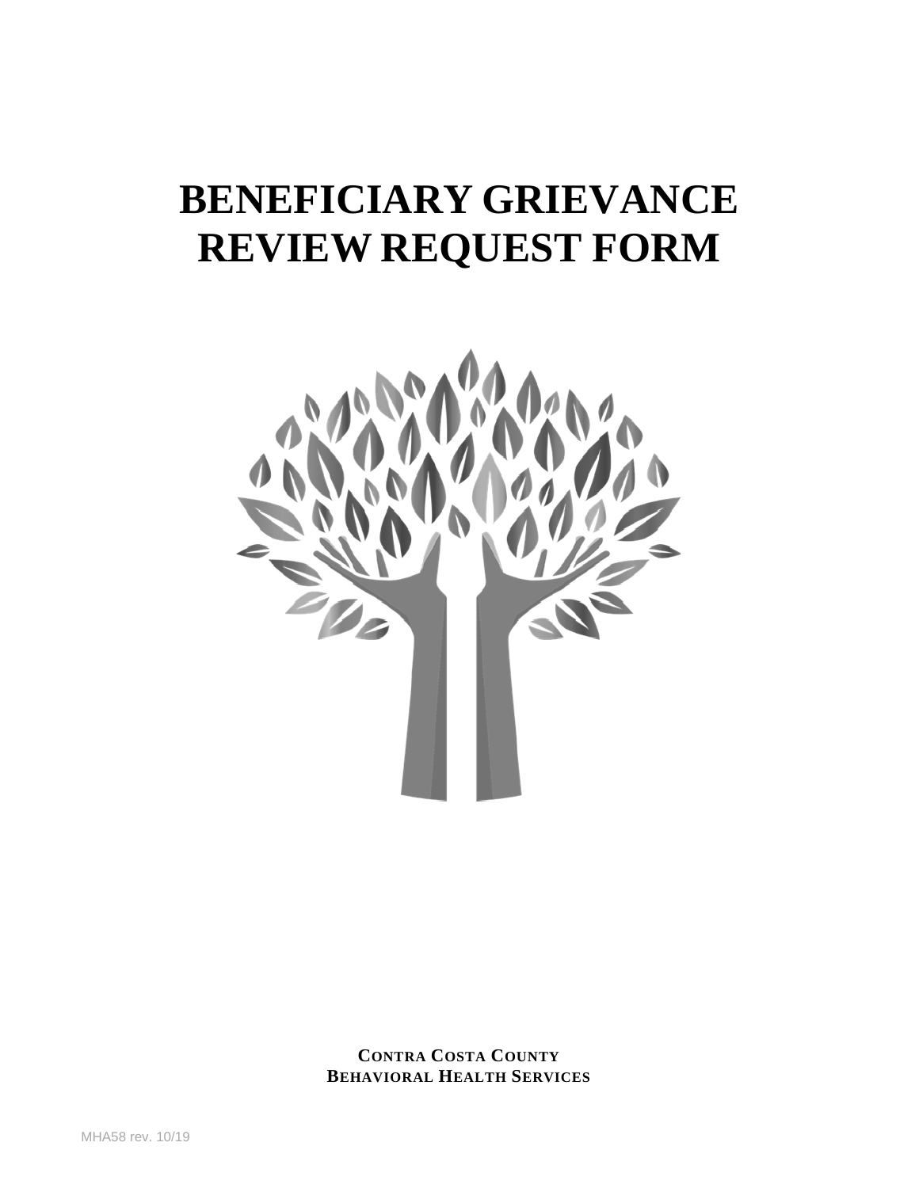# BENEFICIARY GRIEVANCE REVIEW REQUEST FORM

**CONTRA COSTA COUNTY**
**BEHAVIORAL HEALTH SERVICES**

MHA58 rev. 10/19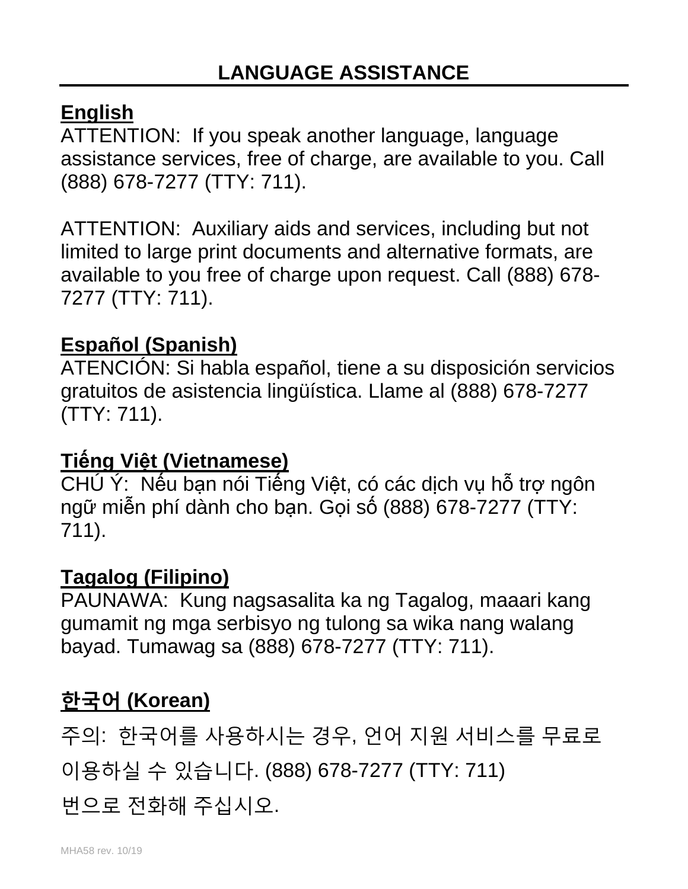# LANGUAGE ASSISTANCE

**English**

ATTENTION: If you speak another language, language assistance services, free of charge, are available to you. Call (888) 678-7277 (TTY: 711).

ATTENTION: Auxiliary aids and services, including but not limited to large print documents and alternative formats, are available to you free of charge upon request. Call (888) 678-7277 (TTY: 711).

**Español (Spanish)**

ATENCIÓN: Si habla español, tiene a su disposición servicios gratuitos de asistencia lingüística. Llame al (888) 678-7277 (TTY: 711).

**Tiếng Việt (Vietnamese)**

CHÚ Ý: Nếu bạn nói Tiếng Việt, có các dịch vụ hỗ trợ ngôn ngữ miễn phí dành cho bạn. Gọi số (888) 678-7277 (TTY: 711).

**Tagalog (Filipino)**

PAUNAWA: Kung nagsasalita ka ng Tagalog, maaari kang gumamit ng mga serbisyo ng tulong sa wika nang walang bayad. Tumawag sa (888) 678-7277 (TTY: 711).

**한국어 (Korean)**

주의: 한국어를 사용하시는 경우, 언어 지원 서비스를 무료로 이용하실 수 있습니다. (888) 678-7277 (TTY: 711) 번으로 전화해 주십시오.

MHA58 rev. 10/19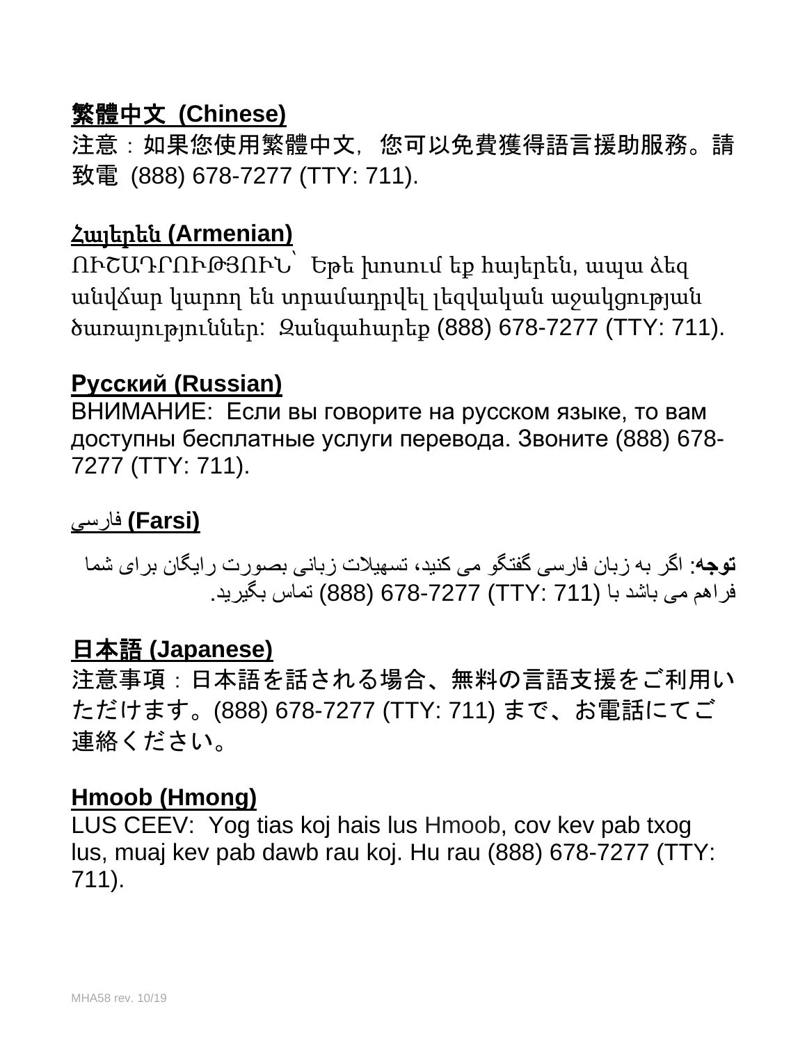**繁體中文 (Chinese)**

注意：如果您使用繁體中文，您可以免費獲得語言援助服務。請致電 (888) 678-7277 (TTY: 711).

**Հայերեն (Armenian)**

ՈՒՇԱԴՐՈՒԹՅՈՒՆ՝ Եթե խոսում եք հայերեն, ապա ձեզ անվճար կարող են տրամադրվել լեզվական աջակցության ծառայություններ: Զանգահարեք (888) 678-7277 (TTY: 711).

**Русский (Russian)**

ВНИМАНИЕ: Если вы говорите на русском языке, то вам доступны бесплатные услуги перевода. Звоните (888) 678-7277 (TTY: 711).

**فارسی (Farsi)**

**توجه**: اگر به زبان فارسی گفتگو می کنید، تسهیلات زبانی بصورت رایگان برای شما فراهم می باشد با (TTY: 711) 678-7277 (888) تماس بگیرید.

**日本語 (Japanese)**

注意事項：日本語を話される場合、無料の言語支援をご利用いただけます。(888) 678-7277 (TTY: 711) まで、お電話にてご連絡ください。

**Hmoob (Hmong)**

LUS CEEV: Yog tias koj hais lus Hmoob, cov kev pab txog lus, muaj kev pab dawb rau koj. Hu rau (888) 678-7277 (TTY: 711).

MHA58 rev. 10/19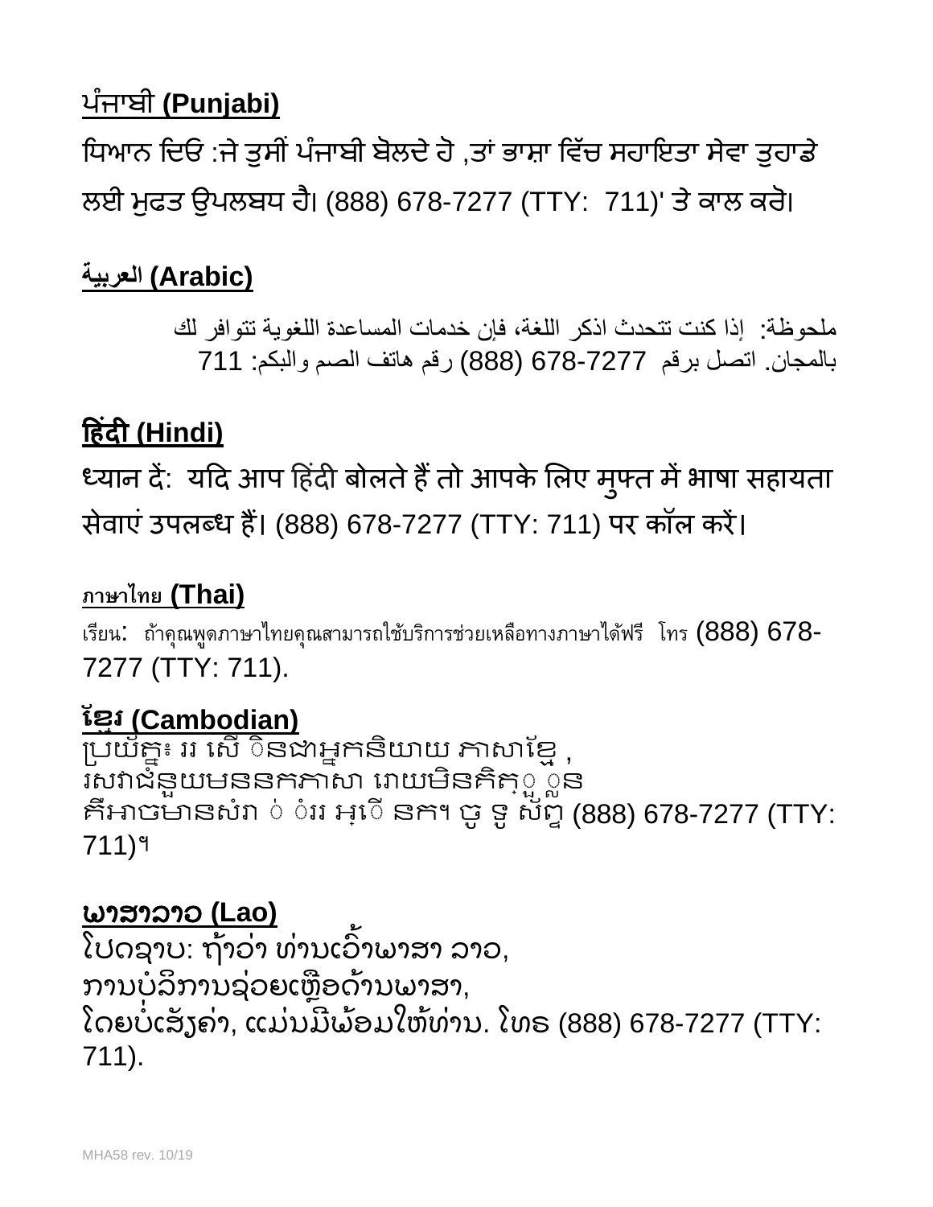## ਪੰਜਾਬੀ (Punjabi)

ਧਿਆਨ ਦਿਓ :ਜੇ ਤੁਸੀਂ ਪੰਜਾਬੀ ਬੋਲਦੇ ਹੋ ,ਤਾਂ ਭਾਸ਼ਾ ਵਿੱਚ ਸਹਾਇਤਾ ਸੇਵਾ ਤੁਹਾਡੇ ਲਈ ਮੁਫਤ ਉਪਲਬਧ ਹੈ। (888) 678-7277 (TTY: 711)' ਤੇ ਕਾਲ ਕਰੋ।

## العربية (Arabic)

ملحوظة: إذا كنت تتحدث اذكر اللغة، فإن خدمات المساعدة اللغوية تتوافر لك بالمجان. اتصل برقم 7277-678 (888) رقم هاتف الصم والبكم: 711

## हिंदी (Hindi)

ध्यान दें: यदि आप हिंदी बोलते हैं तो आपके लिए मुफ्त में भाषा सहायता सेवाएं उपलब्ध हैं। (888) 678-7277 (TTY: 711) पर कॉल करें।

## ภาษาไทย (Thai)

เรียน: ถ้าคุณพูดภาษาไทยคุณสามารถใช้บริการช่วยเหลือทางภาษาได้ฟรี โทร (888) 678-7277 (TTY: 711).

## ខ្មែរ (Cambodian)

ប្រយ័ត្ន៖ បើសិនជាអ្នកនិយាយ ភាសាខ្មែរ, សេវាជំនួយផ្នែកភាសា ដោយមិនគិតឈ្នួល គឺអាចមានសំរាប់បំរើអ្នក។ ចូរ ទូរស័ព្ទ (888) 678-7277 (TTY: 711)។

## ພາສາລາວ (Lao)

ໂປດຊາບ: ຖ້າວ່າ ທ່ານເວົ້າພາສາ ລາວ, ການບໍລິການຊ່ວຍເຫຼືອດ້ານພາສາ, ໂດຍບໍ່ເສັຽຄ່າ, ແມ່ນມີພ້ອມໃຫ້ທ່ານ. ໂທຣ (888) 678-7277 (TTY: 711).

MHA58 rev. 10/19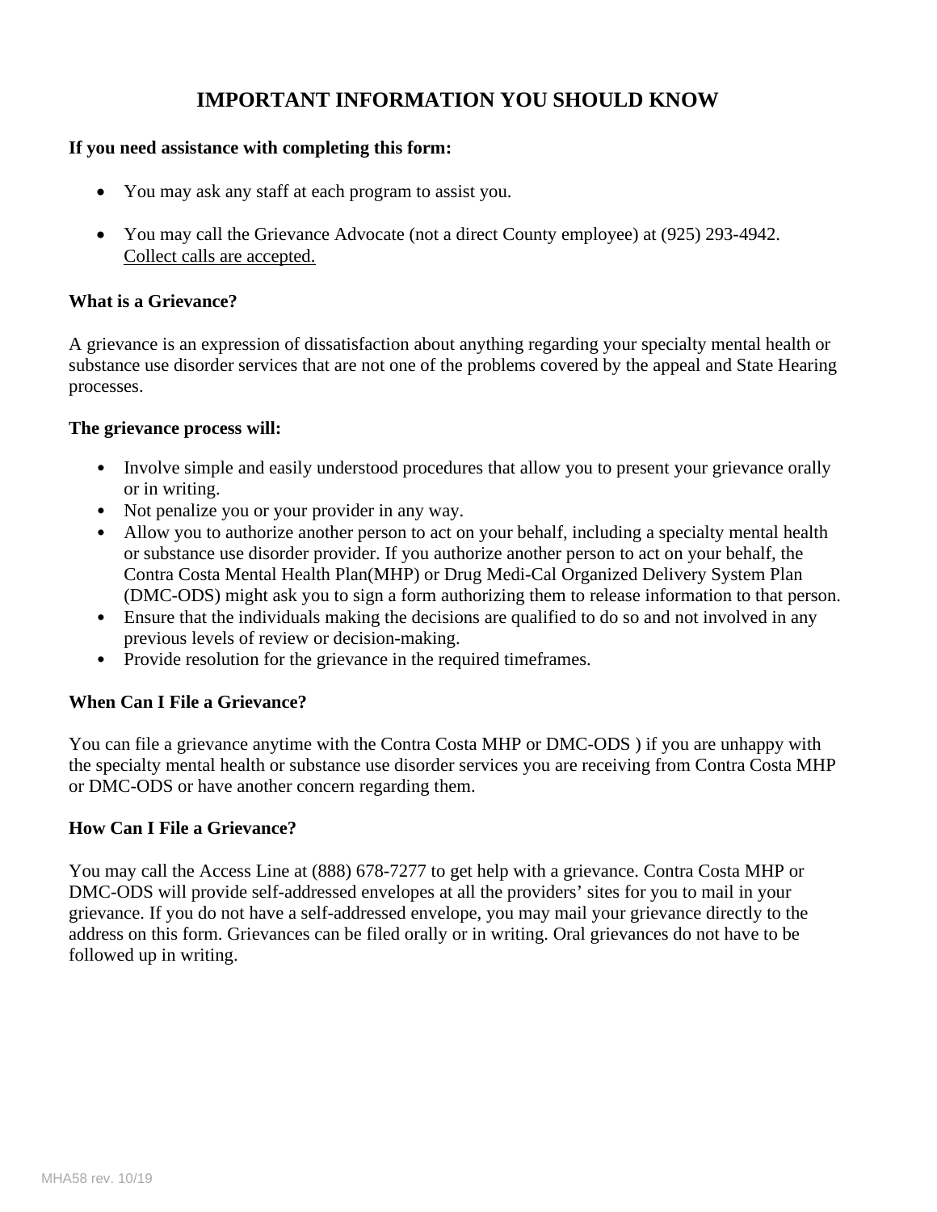# IMPORTANT INFORMATION YOU SHOULD KNOW

**If you need assistance with completing this form:**

- You may ask any staff at each program to assist you.
- You may call the Grievance Advocate (not a direct County employee) at (925) 293-4942. Collect calls are accepted.

**What is a Grievance?**

A grievance is an expression of dissatisfaction about anything regarding your specialty mental health or substance use disorder services that are not one of the problems covered by the appeal and State Hearing processes.

**The grievance process will:**

- Involve simple and easily understood procedures that allow you to present your grievance orally or in writing.
- Not penalize you or your provider in any way.
- Allow you to authorize another person to act on your behalf, including a specialty mental health or substance use disorder provider. If you authorize another person to act on your behalf, the Contra Costa Mental Health Plan(MHP) or Drug Medi-Cal Organized Delivery System Plan (DMC-ODS) might ask you to sign a form authorizing them to release information to that person.
- Ensure that the individuals making the decisions are qualified to do so and not involved in any previous levels of review or decision-making.
- Provide resolution for the grievance in the required timeframes.

**When Can I File a Grievance?**

You can file a grievance anytime with the Contra Costa MHP or DMC-ODS ) if you are unhappy with the specialty mental health or substance use disorder services you are receiving from Contra Costa MHP or DMC-ODS or have another concern regarding them.

**How Can I File a Grievance?**

You may call the Access Line at (888) 678-7277 to get help with a grievance. Contra Costa MHP or DMC-ODS will provide self-addressed envelopes at all the providers' sites for you to mail in your grievance. If you do not have a self-addressed envelope, you may mail your grievance directly to the address on this form. Grievances can be filed orally or in writing. Oral grievances do not have to be followed up in writing.

MHA58 rev. 10/19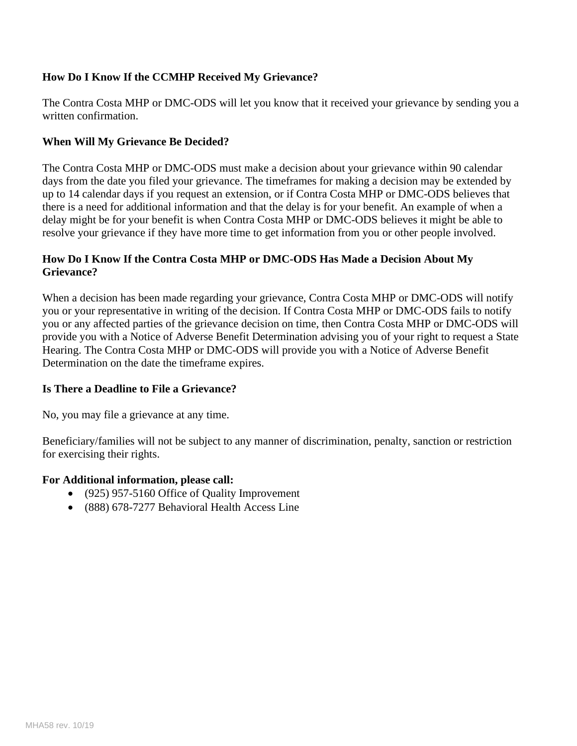### How Do I Know If the CCMHP Received My Grievance?

The Contra Costa MHP or DMC-ODS will let you know that it received your grievance by sending you a written confirmation.

### When Will My Grievance Be Decided?

The Contra Costa MHP or DMC-ODS must make a decision about your grievance within 90 calendar days from the date you filed your grievance. The timeframes for making a decision may be extended by up to 14 calendar days if you request an extension, or if Contra Costa MHP or DMC-ODS believes that there is a need for additional information and that the delay is for your benefit. An example of when a delay might be for your benefit is when Contra Costa MHP or DMC-ODS believes it might be able to resolve your grievance if they have more time to get information from you or other people involved.

### How Do I Know If the Contra Costa MHP or DMC-ODS Has Made a Decision About My Grievance?

When a decision has been made regarding your grievance, Contra Costa MHP or DMC-ODS will notify you or your representative in writing of the decision. If Contra Costa MHP or DMC-ODS fails to notify you or any affected parties of the grievance decision on time, then Contra Costa MHP or DMC-ODS will provide you with a Notice of Adverse Benefit Determination advising you of your right to request a State Hearing. The Contra Costa MHP or DMC-ODS will provide you with a Notice of Adverse Benefit Determination on the date the timeframe expires.

### Is There a Deadline to File a Grievance?

No, you may file a grievance at any time.

Beneficiary/families will not be subject to any manner of discrimination, penalty, sanction or restriction for exercising their rights.

**For Additional information, please call:**

- (925) 957-5160 Office of Quality Improvement
- (888) 678-7277 Behavioral Health Access Line

MHA58 rev. 10/19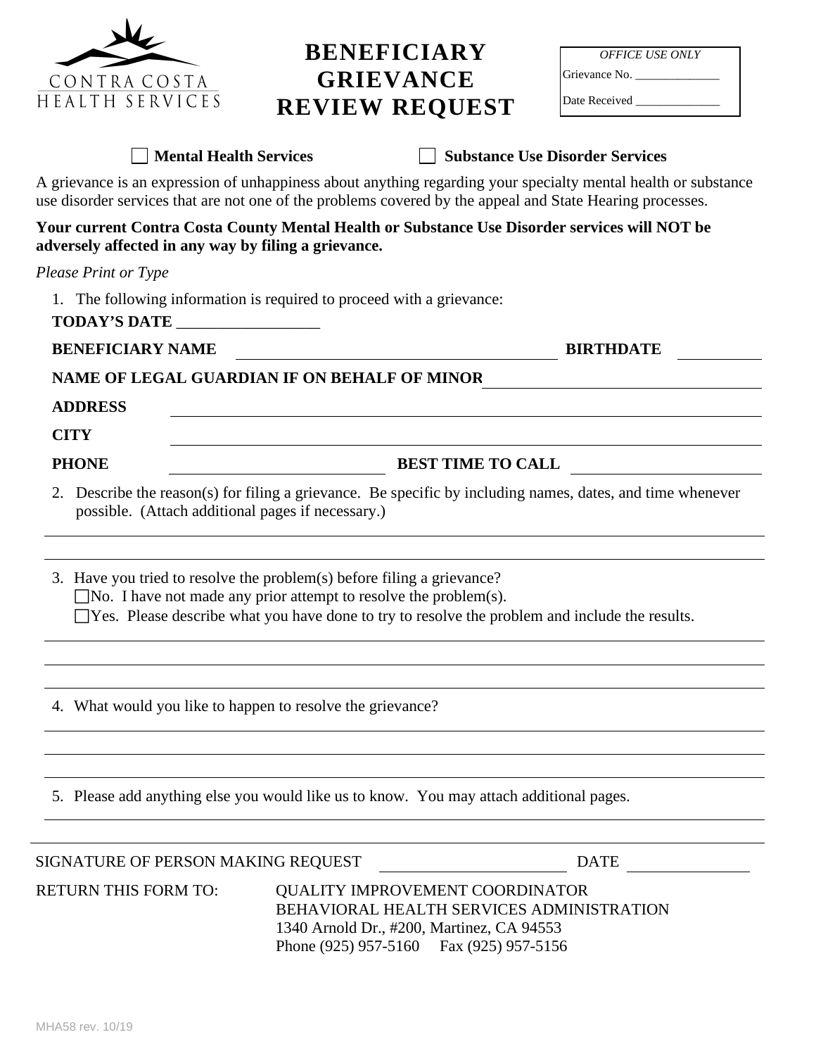CONTRA COSTA
HEALTH SERVICES

# BENEFICIARY GRIEVANCE REVIEW REQUEST

| OFFICE USE ONLY |
| --- |
| Grievance No. ______________ |
| Date Received ______________ |

☐ **Mental Health Services** ☐ **Substance Use Disorder Services**

A grievance is an expression of unhappiness about anything regarding your specialty mental health or substance use disorder services that are not one of the problems covered by the appeal and State Hearing processes.

**Your current Contra Costa County Mental Health or Substance Use Disorder services will NOT be adversely affected in any way by filing a grievance.**

*Please Print or Type*

1. The following information is required to proceed with a grievance:

**TODAY'S DATE** __________________

**BENEFICIARY NAME** ________________________________________ **BIRTHDATE** __________

**NAME OF LEGAL GUARDIAN IF ON BEHALF OF MINOR** ________________________________

**ADDRESS** ____________________________________________________________

**CITY** ____________________________________________________________

**PHONE** ___________________________ **BEST TIME TO CALL** ________________________

2. Describe the reason(s) for filing a grievance. Be specific by including names, dates, and time whenever possible. (Attach additional pages if necessary.)

____________________________________________________________

____________________________________________________________

3. Have you tried to resolve the problem(s) before filing a grievance?

☐No. I have not made any prior attempt to resolve the problem(s).

☐Yes. Please describe what you have done to try to resolve the problem and include the results.

____________________________________________________________

____________________________________________________________

____________________________________________________________

4. What would you like to happen to resolve the grievance?

____________________________________________________________

____________________________________________________________

____________________________________________________________

5. Please add anything else you would like us to know. You may attach additional pages.

____________________________________________________________

____________________________________________________________

SIGNATURE OF PERSON MAKING REQUEST ________________________ DATE ________________

RETURN THIS FORM TO:

QUALITY IMPROVEMENT COORDINATOR
BEHAVIORAL HEALTH SERVICES ADMINISTRATION
1340 Arnold Dr., #200, Martinez, CA 94553
Phone (925) 957-5160 Fax (925) 957-5156

MHA58 rev. 10/19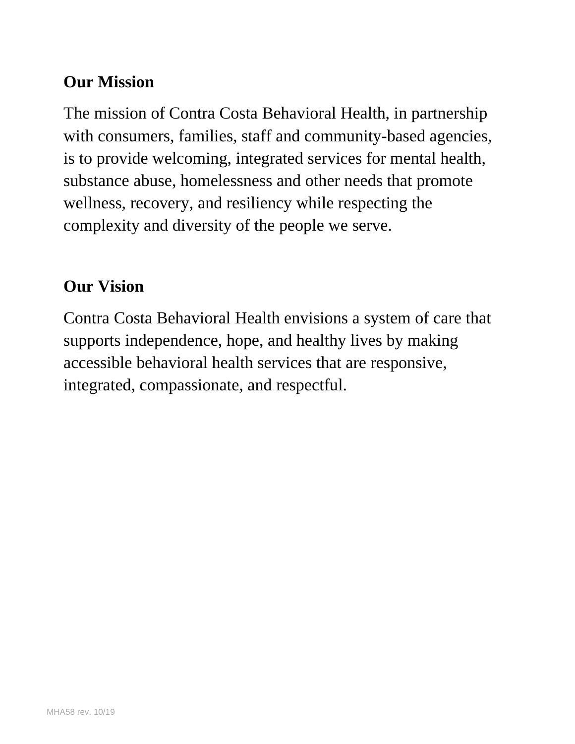## Our Mission

The mission of Contra Costa Behavioral Health, in partnership with consumers, families, staff and community-based agencies, is to provide welcoming, integrated services for mental health, substance abuse, homelessness and other needs that promote wellness, recovery, and resiliency while respecting the complexity and diversity of the people we serve.

## Our Vision

Contra Costa Behavioral Health envisions a system of care that supports independence, hope, and healthy lives by making accessible behavioral health services that are responsive, integrated, compassionate, and respectful.